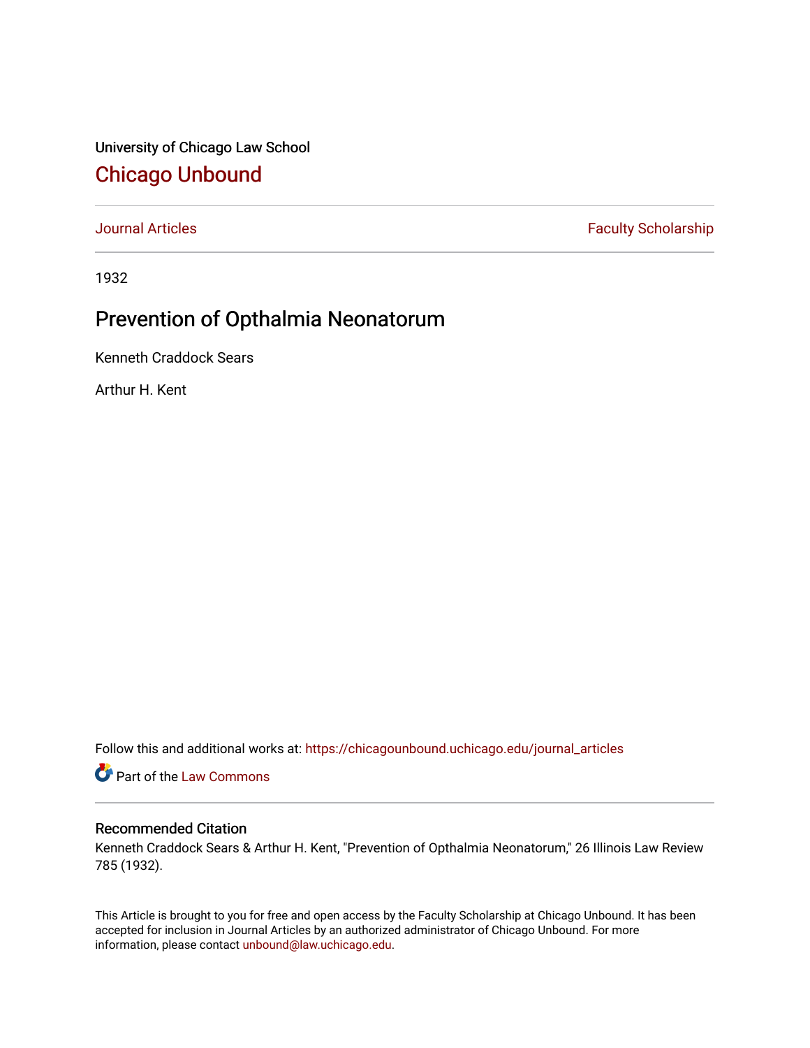University of Chicago Law School

## Chicago Unbound

Journal Articles | Faculty Scholarship

1932

# Prevention of Opthalmia Neonatorum

Kenneth Craddock Sears

Arthur H. Kent

Follow this and additional works at: https://chicagounbound.uchicago.edu/journal_articles

Part of the Law Commons

### Recommended Citation

Kenneth Craddock Sears & Arthur H. Kent, "Prevention of Opthalmia Neonatorum," 26 Illinois Law Review 785 (1932).

This Article is brought to you for free and open access by the Faculty Scholarship at Chicago Unbound. It has been accepted for inclusion in Journal Articles by an authorized administrator of Chicago Unbound. For more information, please contact unbound@law.uchicago.edu.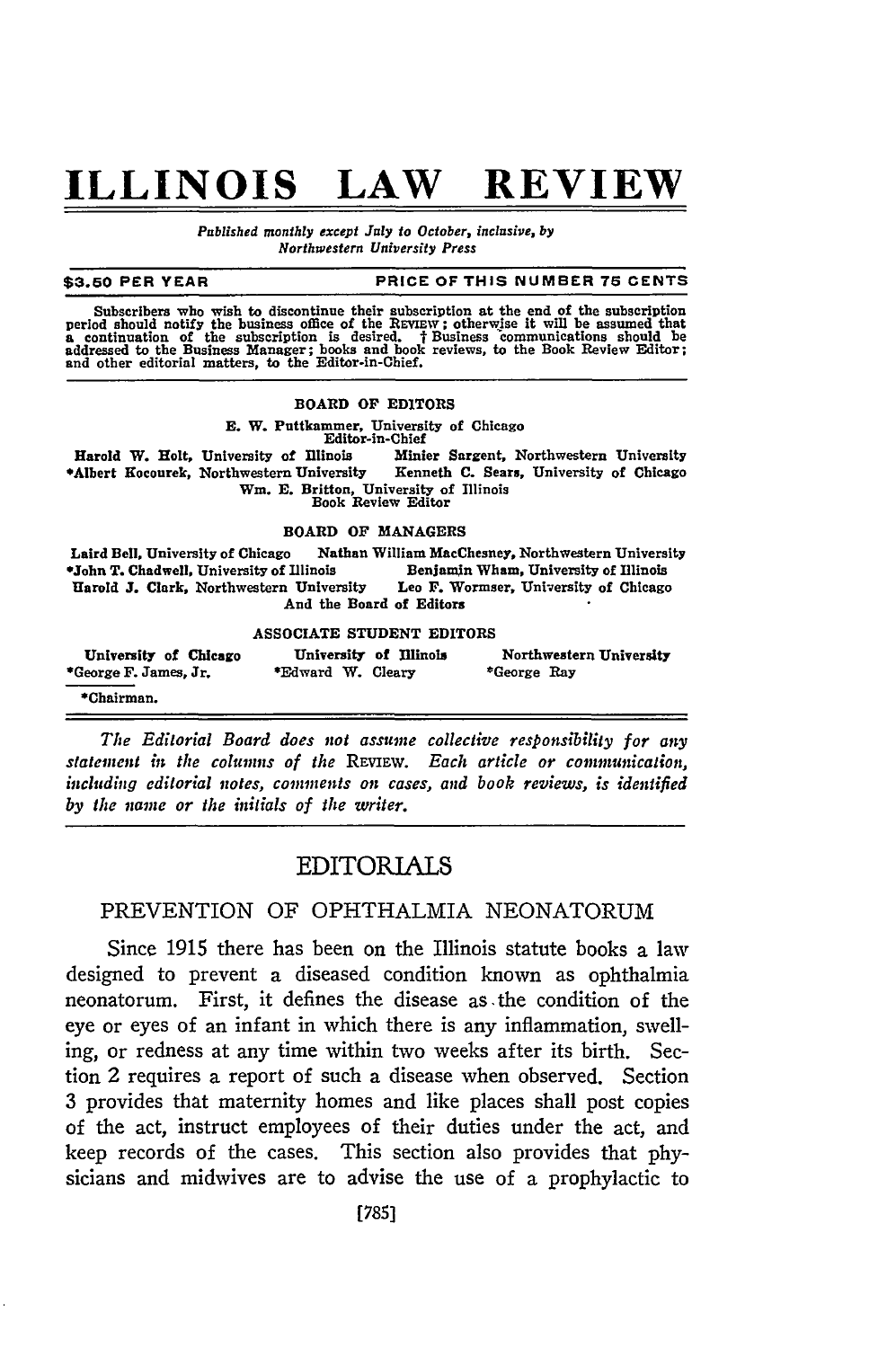# ILLINOIS LAW REVIEW

*Published monthly except July to October, inclusive, by Northwestern University Press*

**$3.50 PER YEAR** — **PRICE OF THIS NUMBER 75 CENTS**

Subscribers who wish to discontinue their subscription at the end of the subscription period should notify the business office of the REVIEW; otherwise it will be assumed that a continuation of the subscription is desired. † Business communications should be addressed to the Business Manager; books and book reviews, to the Book Review Editor; and other editorial matters, to the Editor-in-Chief.

BOARD OF EDITORS

E. W. Puttkammer, University of Chicago
Editor-in-Chief

Harold W. Holt, University of Illinois — Minier Sargent, Northwestern University
\*Albert Kocourek, Northwestern University — Kenneth C. Sears, University of Chicago

Wm. E. Britton, University of Illinois
Book Review Editor

BOARD OF MANAGERS

Laird Bell, University of Chicago — Nathan William MacChesney, Northwestern University
\*John T. Chadwell, University of Illinois — Benjamin Wham, University of Illinois
Harold J. Clark, Northwestern University — Leo F. Wormser, University of Chicago

And the Board of Editors

ASSOCIATE STUDENT EDITORS

| University of Chicago | University of Illinois | Northwestern University |
|---|---|---|
| \*George F. James, Jr. | \*Edward W. Cleary | \*George Ray |

\*Chairman.

*The Editorial Board does not assume collective responsibility for any statement in the columns of the* REVIEW. *Each article or communication, including editorial notes, comments on cases, and book reviews, is identified by the name or the initials of the writer.*

## EDITORIALS

### PREVENTION OF OPHTHALMIA NEONATORUM

Since 1915 there has been on the Illinois statute books a law designed to prevent a diseased condition known as ophthalmia neonatorum. First, it defines the disease as the condition of the eye or eyes of an infant in which there is any inflammation, swelling, or redness at any time within two weeks after its birth. Section 2 requires a report of such a disease when observed. Section 3 provides that maternity homes and like places shall post copies of the act, instruct employees of their duties under the act, and keep records of the cases. This section also provides that physicians and midwives are to advise the use of a prophylactic to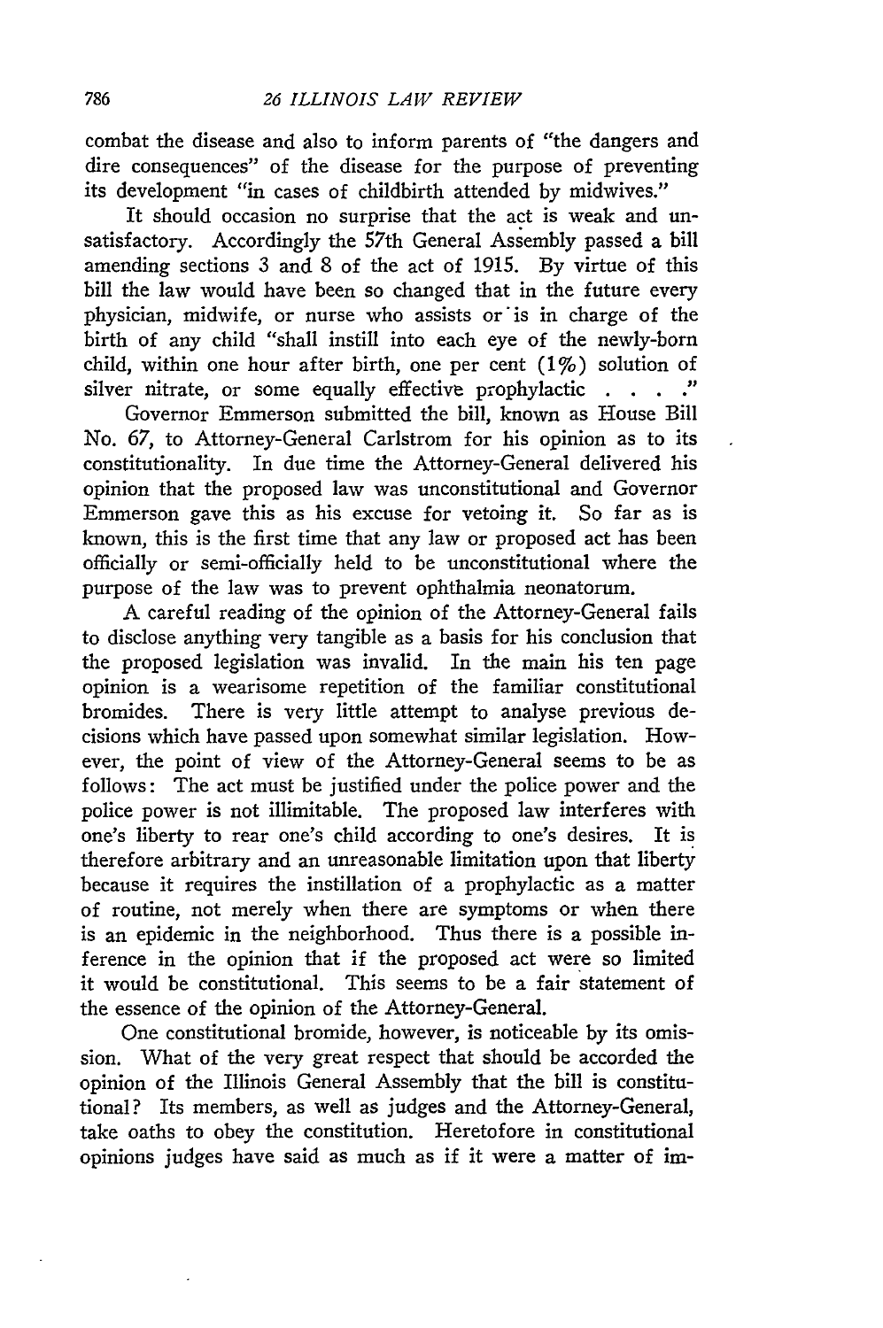combat the disease and also to inform parents of "the dangers and dire consequences" of the disease for the purpose of preventing its development "in cases of childbirth attended by midwives."

It should occasion no surprise that the act is weak and unsatisfactory. Accordingly the 57th General Assembly passed a bill amending sections 3 and 8 of the act of 1915. By virtue of this bill the law would have been so changed that in the future every physician, midwife, or nurse who assists or is in charge of the birth of any child "shall instill into each eye of the newly-born child, within one hour after birth, one per cent (1%) solution of silver nitrate, or some equally effective prophylactic . . . ."

Governor Emmerson submitted the bill, known as House Bill No. 67, to Attorney-General Carlstrom for his opinion as to its constitutionality. In due time the Attorney-General delivered his opinion that the proposed law was unconstitutional and Governor Emmerson gave this as his excuse for vetoing it. So far as is known, this is the first time that any law or proposed act has been officially or semi-officially held to be unconstitutional where the purpose of the law was to prevent ophthalmia neonatorum.

A careful reading of the opinion of the Attorney-General fails to disclose anything very tangible as a basis for his conclusion that the proposed legislation was invalid. In the main his ten page opinion is a wearisome repetition of the familiar constitutional bromides. There is very little attempt to analyse previous decisions which have passed upon somewhat similar legislation. However, the point of view of the Attorney-General seems to be as follows: The act must be justified under the police power and the police power is not illimitable. The proposed law interferes with one's liberty to rear one's child according to one's desires. It is therefore arbitrary and an unreasonable limitation upon that liberty because it requires the instillation of a prophylactic as a matter of routine, not merely when there are symptoms or when there is an epidemic in the neighborhood. Thus there is a possible inference in the opinion that if the proposed act were so limited it would be constitutional. This seems to be a fair statement of the essence of the opinion of the Attorney-General.

One constitutional bromide, however, is noticeable by its omission. What of the very great respect that should be accorded the opinion of the Illinois General Assembly that the bill is constitutional? Its members, as well as judges and the Attorney-General, take oaths to obey the constitution. Heretofore in constitutional opinions judges have said as much as if it were a matter of im-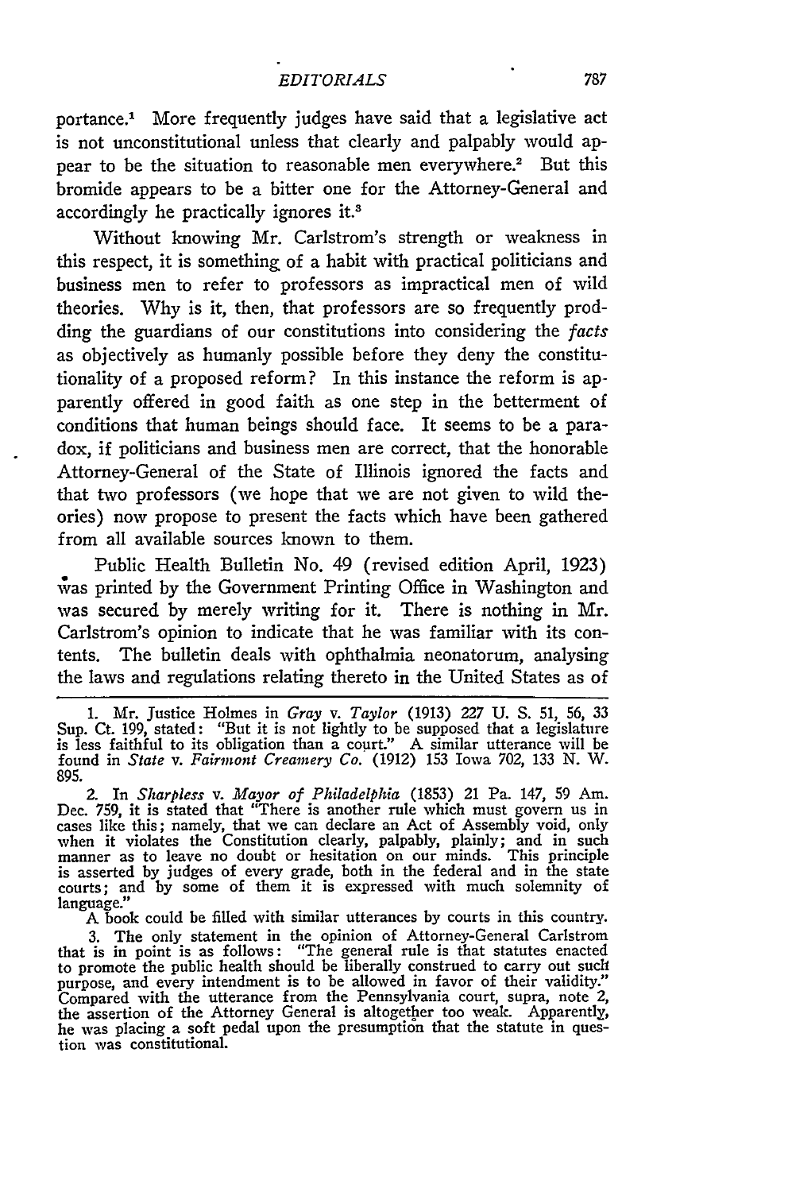portance.[1] More frequently judges have said that a legislative act is not unconstitutional unless that clearly and palpably would appear to be the situation to reasonable men everywhere.[2] But this bromide appears to be a bitter one for the Attorney-General and accordingly he practically ignores it.[3]

Without knowing Mr. Carlstrom's strength or weakness in this respect, it is something of a habit with practical politicians and business men to refer to professors as impractical men of wild theories. Why is it, then, that professors are so frequently prodding the guardians of our constitutions into considering the *facts* as objectively as humanly possible before they deny the constitutionality of a proposed reform? In this instance the reform is apparently offered in good faith as one step in the betterment of conditions that human beings should face. It seems to be a paradox, if politicians and business men are correct, that the honorable Attorney-General of the State of Illinois ignored the facts and that two professors (we hope that we are not given to wild theories) now propose to present the facts which have been gathered from all available sources known to them.

Public Health Bulletin No. 49 (revised edition April, 1923) was printed by the Government Printing Office in Washington and was secured by merely writing for it. There is nothing in Mr. Carlstrom's opinion to indicate that he was familiar with its contents. The bulletin deals with ophthalmia neonatorum, analysing the laws and regulations relating thereto in the United States as of

---

1. Mr. Justice Holmes in *Gray* v. *Taylor* (1913) 227 U. S. 51, 56, 33 Sup. Ct. 199, stated: "But it is not lightly to be supposed that a legislature is less faithful to its obligation than a court." A similar utterance will be found in *State* v. *Fairmont Creamery Co.* (1912) 153 Iowa 702, 133 N. W. 895.

2. In *Sharpless* v. *Mayor of Philadelphia* (1853) 21 Pa. 147, 59 Am. Dec. 759, it is stated that "There is another rule which must govern us in cases like this; namely, that we can declare an Act of Assembly void, only when it violates the Constitution clearly, palpably, plainly; and in such manner as to leave no doubt or hesitation on our minds. This principle is asserted by judges of every grade, both in the federal and in the state courts; and by some of them it is expressed with much solemnity of language."

A book could be filled with similar utterances by courts in this country.

3. The only statement in the opinion of Attorney-General Carlstrom that is in point is as follows: "The general rule is that statutes enacted to promote the public health should be liberally construed to carry out such purpose, and every intendment is to be allowed in favor of their validity." Compared with the utterance from the Pennsylvania court, supra, note 2, the assertion of the Attorney General is altogether too weak. Apparently, he was placing a soft pedal upon the presumption that the statute in question was constitutional.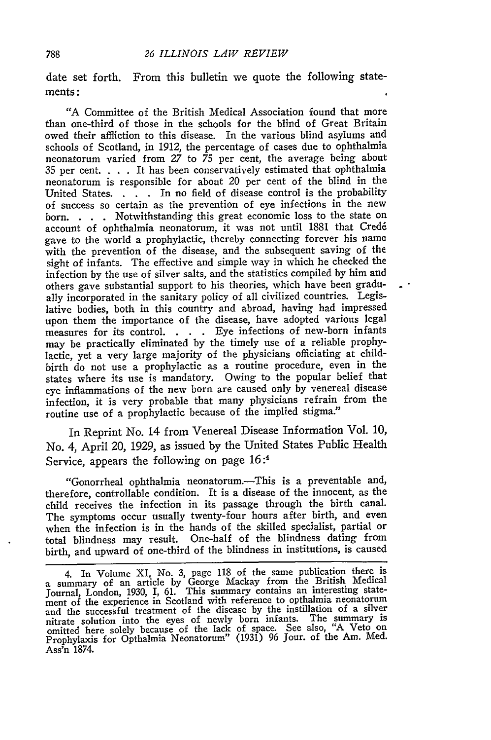date set forth. From this bulletin we quote the following statements:

> "A Committee of the British Medical Association found that more than one-third of those in the schools for the blind of Great Britain owed their affliction to this disease. In the various blind asylums and schools of Scotland, in 1912, the percentage of cases due to ophthalmia neonatorum varied from 27 to 75 per cent, the average being about 35 per cent. . . . It has been conservatively estimated that ophthalmia neonatorum is responsible for about 20 per cent of the blind in the United States. . . . In no field of disease control is the probability of success so certain as the prevention of eye infections in the new born. . . . Notwithstanding this great economic loss to the state on account of ophthalmia neonatorum, it was not until 1881 that Credé gave to the world a prophylactic, thereby connecting forever his name with the prevention of the disease, and the subsequent saving of the sight of infants. The effective and simple way in which he checked the infection by the use of silver salts, and the statistics compiled by him and others gave substantial support to his theories, which have been gradually incorporated in the sanitary policy of all civilized countries. Legislative bodies, both in this country and abroad, having had impressed upon them the importance of the disease, have adopted various legal measures for its control. . . . Eye infections of new-born infants may be practically eliminated by the timely use of a reliable prophylactic, yet a very large majority of the physicians officiating at childbirth do not use a prophylactic as a routine procedure, even in the states where its use is mandatory. Owing to the popular belief that eye inflammations of the new born are caused only by venereal disease infection, it is very probable that many physicians refrain from the routine use of a prophylactic because of the implied stigma."

In Reprint No. 14 from Venereal Disease Information Vol. 10, No. 4, April 20, 1929, as issued by the United States Public Health Service, appears the following on page 16:[4]

> "Gonorrheal ophthalmia neonatorum.—This is a preventable and, therefore, controllable condition. It is a disease of the innocent, as the child receives the infection in its passage through the birth canal. The symptoms occur usually twenty-four hours after birth, and even when the infection is in the hands of the skilled specialist, partial or total blindness may result. One-half of the blindness dating from birth, and upward of one-third of the blindness in institutions, is caused

---

4. In Volume XI, No. 3, page 118 of the same publication there is a summary of an article by George Mackay from the British Medical Journal, London, 1930, I, 61. This summary contains an interesting statement of the experience in Scotland with reference to opthalmia neonatorum and the successful treatment of the disease by the instillation of a silver nitrate solution into the eyes of newly born infants. The summary is omitted here solely because of the lack of space. See also, "A Veto on Prophylaxis for Opthalmia Neonatorum" (1931) 96 Jour. of the Am. Med. Ass'n 1874.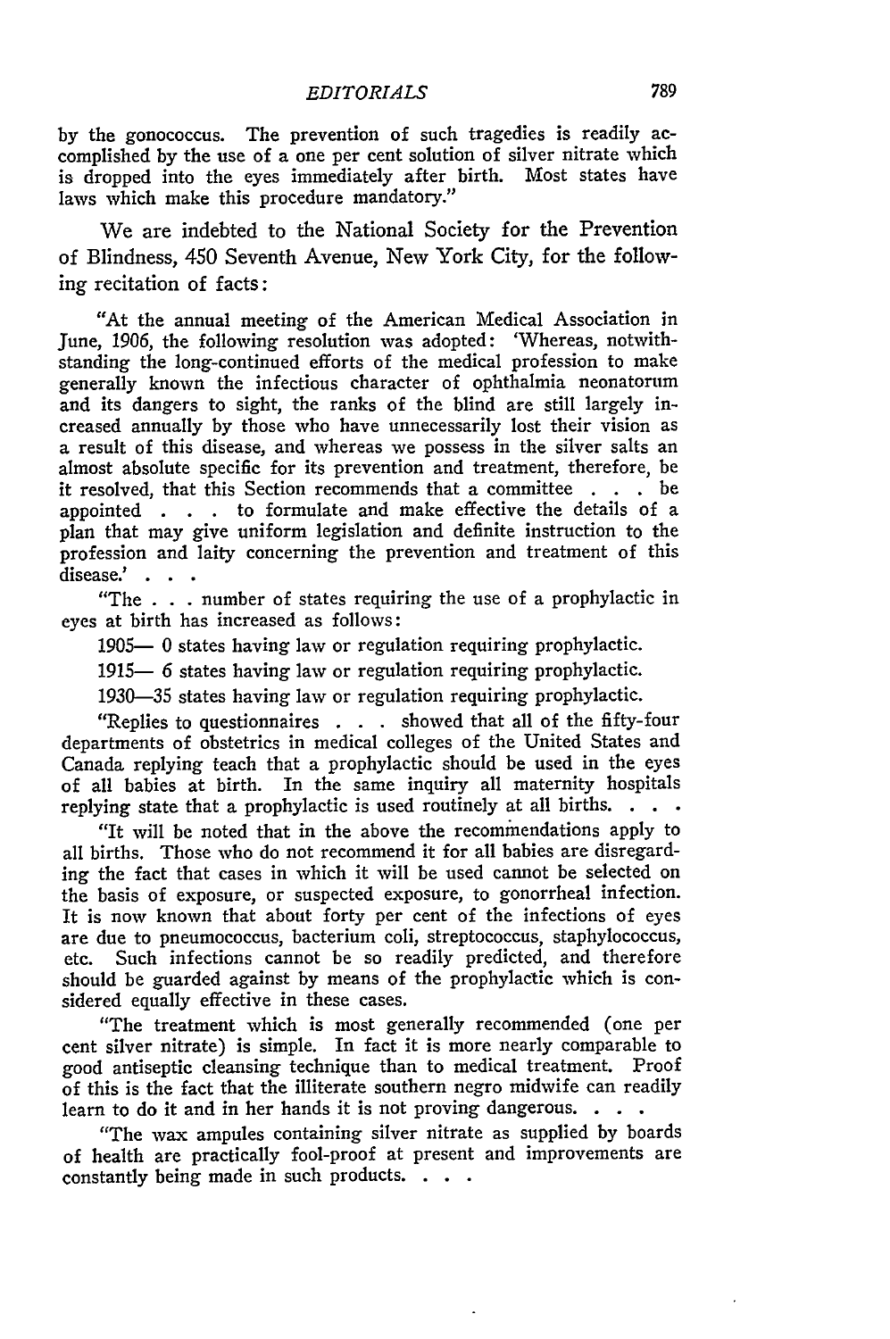by the gonococcus. The prevention of such tragedies is readily accomplished by the use of a one per cent solution of silver nitrate which is dropped into the eyes immediately after birth. Most states have laws which make this procedure mandatory."

We are indebted to the National Society for the Prevention of Blindness, 450 Seventh Avenue, New York City, for the following recitation of facts:

"At the annual meeting of the American Medical Association in June, 1906, the following resolution was adopted: 'Whereas, notwithstanding the long-continued efforts of the medical profession to make generally known the infectious character of ophthalmia neonatorum and its dangers to sight, the ranks of the blind are still largely increased annually by those who have unnecessarily lost their vision as a result of this disease, and whereas we possess in the silver salts an almost absolute specific for its prevention and treatment, therefore, be it resolved, that this Section recommends that a committee . . . be appointed . . . to formulate and make effective the details of a plan that may give uniform legislation and definite instruction to the profession and laity concerning the prevention and treatment of this disease.' . . .

"The . . . number of states requiring the use of a prophylactic in eyes at birth has increased as follows:

1905— 0 states having law or regulation requiring prophylactic.

1915— 6 states having law or regulation requiring prophylactic.

1930—35 states having law or regulation requiring prophylactic.

"Replies to questionnaires . . . showed that all of the fifty-four departments of obstetrics in medical colleges of the United States and Canada replying teach that a prophylactic should be used in the eyes of all babies at birth. In the same inquiry all maternity hospitals replying state that a prophylactic is used routinely at all births. . . .

"It will be noted that in the above the recommendations apply to all births. Those who do not recommend it for all babies are disregarding the fact that cases in which it will be used cannot be selected on the basis of exposure, or suspected exposure, to gonorrheal infection. It is now known that about forty per cent of the infections of eyes are due to pneumococcus, bacterium coli, streptococcus, staphylococcus, etc. Such infections cannot be so readily predicted, and therefore should be guarded against by means of the prophylactic which is considered equally effective in these cases.

"The treatment which is most generally recommended (one per cent silver nitrate) is simple. In fact it is more nearly comparable to good antiseptic cleansing technique than to medical treatment. Proof of this is the fact that the illiterate southern negro midwife can readily learn to do it and in her hands it is not proving dangerous. . . .

"The wax ampules containing silver nitrate as supplied by boards of health are practically fool-proof at present and improvements are constantly being made in such products. . . .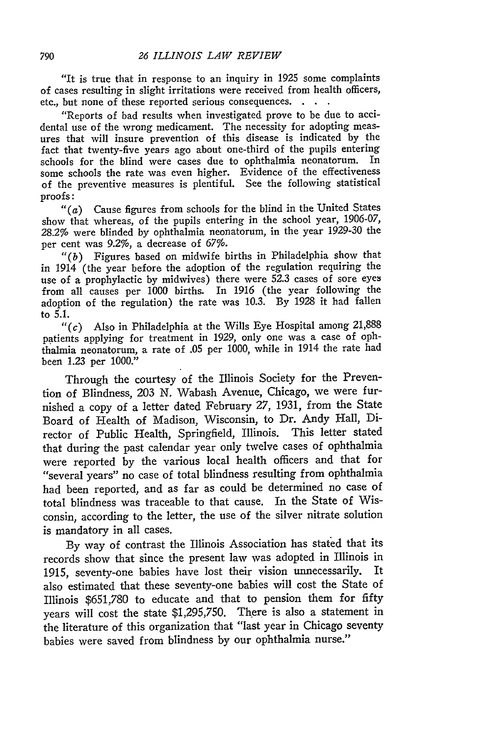"It is true that in response to an inquiry in 1925 some complaints of cases resulting in slight irritations were received from health officers, etc., but none of these reported serious consequences. . . .

"Reports of bad results when investigated prove to be due to accidental use of the wrong medicament. The necessity for adopting measures that will insure prevention of this disease is indicated by the fact that twenty-five years ago about one-third of the pupils entering schools for the blind were cases due to ophthalmia neonatorum. In some schools the rate was even higher. Evidence of the effectiveness of the preventive measures is plentiful. See the following statistical proofs:

"*(a)* Cause figures from schools for the blind in the United States show that whereas, of the pupils entering in the school year, 1906-07, 28.2% were blinded by ophthalmia neonatorum, in the year 1929-30 the per cent was 9.2%, a decrease of 67%.

"*(b)* Figures based on midwife births in Philadelphia show that in 1914 (the year before the adoption of the regulation requiring the use of a prophylactic by midwives) there were 52.3 cases of sore eyes from all causes per 1000 births. In 1916 (the year following the adoption of the regulation) the rate was 10.3. By 1928 it had fallen to 5.1.

"*(c)* Also in Philadelphia at the Wills Eye Hospital among 21,888 patients applying for treatment in 1929, only one was a case of ophthalmia neonatorum, a rate of .05 per 1000, while in 1914 the rate had been 1.23 per 1000."

Through the courtesy of the Illinois Society for the Prevention of Blindness, 203 N. Wabash Avenue, Chicago, we were furnished a copy of a letter dated February 27, 1931, from the State Board of Health of Madison, Wisconsin, to Dr. Andy Hall, Director of Public Health, Springfield, Illinois. This letter stated that during the past calendar year only twelve cases of ophthalmia were reported by the various local health officers and that for "several years" no case of total blindness resulting from ophthalmia had been reported, and as far as could be determined no case of total blindness was traceable to that cause. In the State of Wisconsin, according to the letter, the use of the silver nitrate solution is mandatory in all cases.

By way of contrast the Illinois Association has stated that its records show that since the present law was adopted in Illinois in 1915, seventy-one babies have lost their vision unnecessarily. It also estimated that these seventy-one babies will cost the State of Illinois $651,780 to educate and that to pension them for fifty years will cost the state $1,295,750. There is also a statement in the literature of this organization that "last year in Chicago seventy babies were saved from blindness by our ophthalmia nurse."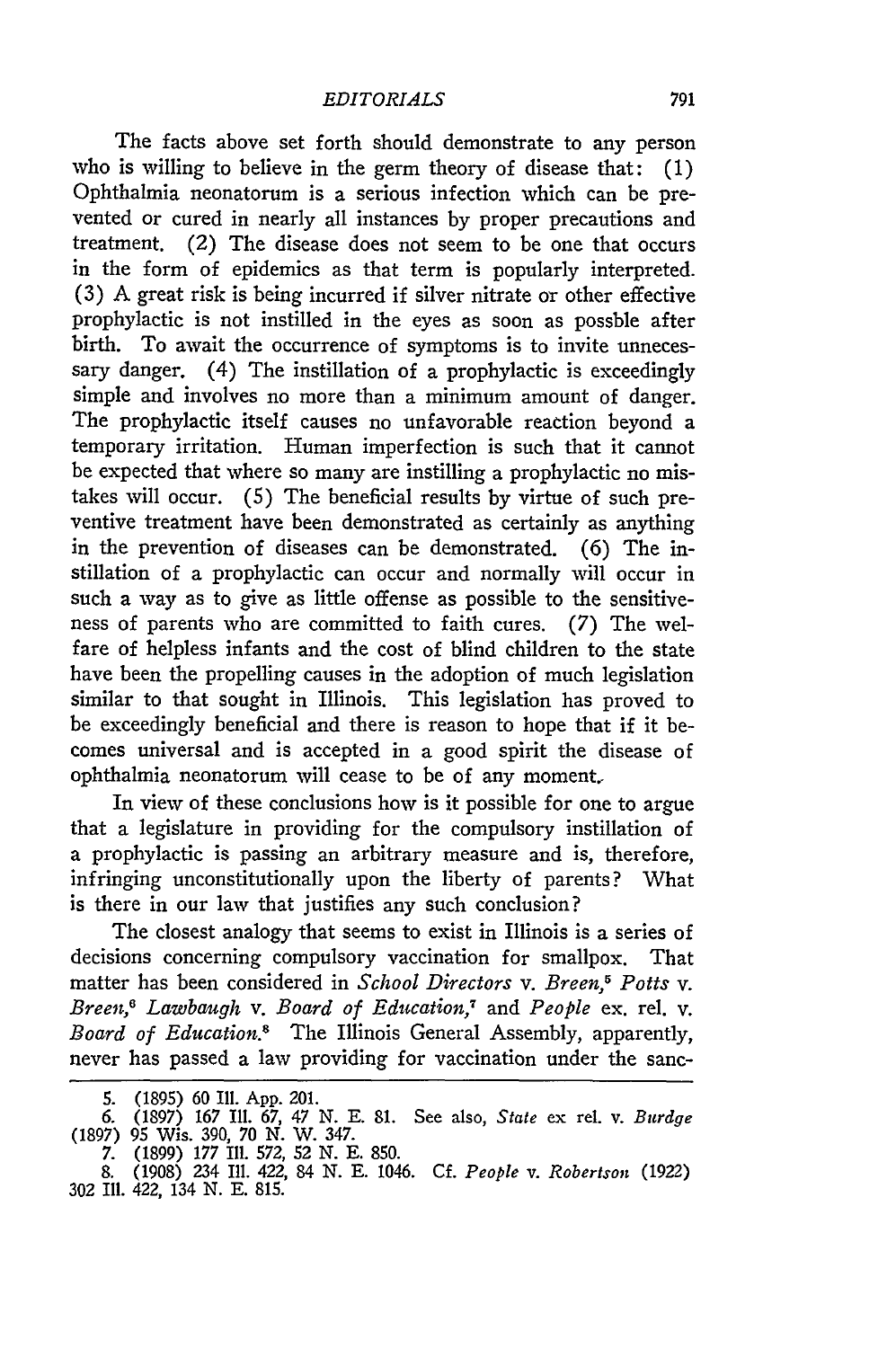The facts above set forth should demonstrate to any person who is willing to believe in the germ theory of disease that: (1) Ophthalmia neonatorum is a serious infection which can be prevented or cured in nearly all instances by proper precautions and treatment. (2) The disease does not seem to be one that occurs in the form of epidemics as that term is popularly interpreted. (3) A great risk is being incurred if silver nitrate or other effective prophylactic is not instilled in the eyes as soon as possble after birth. To await the occurrence of symptoms is to invite unnecessary danger. (4) The instillation of a prophylactic is exceedingly simple and involves no more than a minimum amount of danger. The prophylactic itself causes no unfavorable reaction beyond a temporary irritation. Human imperfection is such that it cannot be expected that where so many are instilling a prophylactic no mistakes will occur. (5) The beneficial results by virtue of such preventive treatment have been demonstrated as certainly as anything in the prevention of diseases can be demonstrated. (6) The instillation of a prophylactic can occur and normally will occur in such a way as to give as little offense as possible to the sensitiveness of parents who are committed to faith cures. (7) The welfare of helpless infants and the cost of blind children to the state have been the propelling causes in the adoption of much legislation similar to that sought in Illinois. This legislation has proved to be exceedingly beneficial and there is reason to hope that if it becomes universal and is accepted in a good spirit the disease of ophthalmia neonatorum will cease to be of any moment.

In view of these conclusions how is it possible for one to argue that a legislature in providing for the compulsory instillation of a prophylactic is passing an arbitrary measure and is, therefore, infringing unconstitutionally upon the liberty of parents? What is there in our law that justifies any such conclusion?

The closest analogy that seems to exist in Illinois is a series of decisions concerning compulsory vaccination for smallpox. That matter has been considered in *School Directors* v. *Breen*,[5] *Potts* v. *Breen*,[6] *Lawbaugh* v. *Board of Education*,[7] and *People* ex. rel. v. *Board of Education*.[8] The Illinois General Assembly, apparently, never has passed a law providing for vaccination under the sanc-

---

5. (1895) 60 Ill. App. 201.

6. (1897) 167 Ill. 67, 47 N. E. 81. See also, *State* ex rel. v. *Burdge* (1897) 95 Wis. 390, 70 N. W. 347.

7. (1899) 177 Ill. 572, 52 N. E. 850.

8. (1908) 234 Ill. 422, 84 N. E. 1046. Cf. *People* v. *Robertson* (1922) 302 Ill. 422, 134 N. E. 815.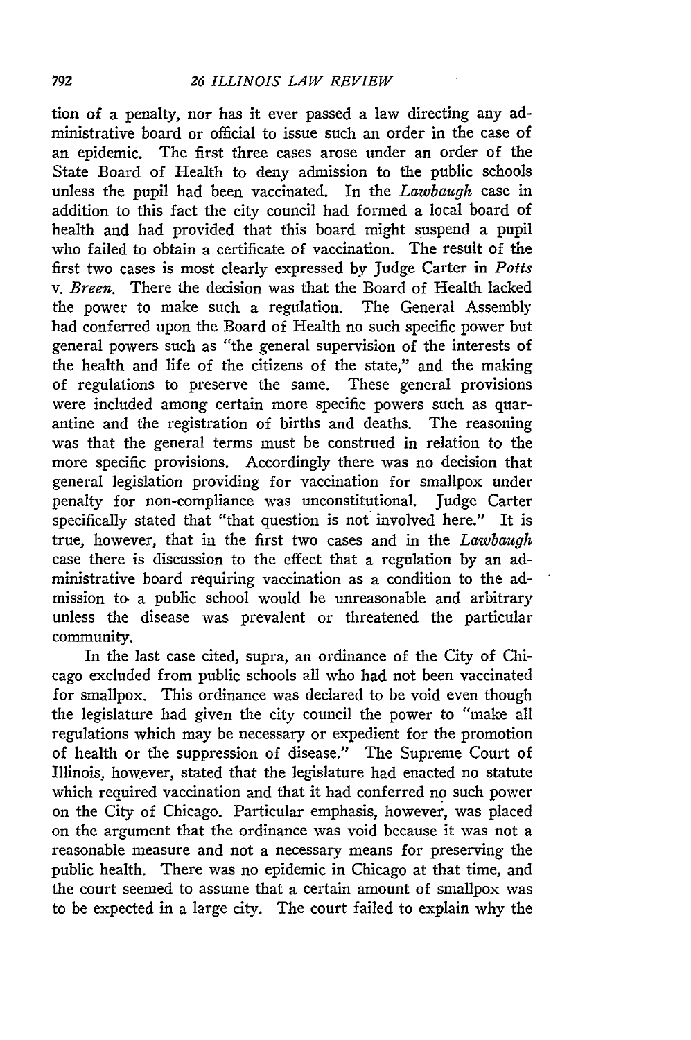tion of a penalty, nor has it ever passed a law directing any administrative board or official to issue such an order in the case of an epidemic. The first three cases arose under an order of the State Board of Health to deny admission to the public schools unless the pupil had been vaccinated. In the *Lawbaugh* case in addition to this fact the city council had formed a local board of health and had provided that this board might suspend a pupil who failed to obtain a certificate of vaccination. The result of the first two cases is most clearly expressed by Judge Carter in *Potts v. Breen.* There the decision was that the Board of Health lacked the power to make such a regulation. The General Assembly had conferred upon the Board of Health no such specific power but general powers such as "the general supervision of the interests of the health and life of the citizens of the state," and the making of regulations to preserve the same. These general provisions were included among certain more specific powers such as quarantine and the registration of births and deaths. The reasoning was that the general terms must be construed in relation to the more specific provisions. Accordingly there was no decision that general legislation providing for vaccination for smallpox under penalty for non-compliance was unconstitutional. Judge Carter specifically stated that "that question is not involved here." It is true, however, that in the first two cases and in the *Lawbaugh* case there is discussion to the effect that a regulation by an administrative board requiring vaccination as a condition to the admission to a public school would be unreasonable and arbitrary unless the disease was prevalent or threatened the particular community.

In the last case cited, supra, an ordinance of the City of Chicago excluded from public schools all who had not been vaccinated for smallpox. This ordinance was declared to be void even though the legislature had given the city council the power to "make all regulations which may be necessary or expedient for the promotion of health or the suppression of disease." The Supreme Court of Illinois, however, stated that the legislature had enacted no statute which required vaccination and that it had conferred no such power on the City of Chicago. Particular emphasis, however, was placed on the argument that the ordinance was void because it was not a reasonable measure and not a necessary means for preserving the public health. There was no epidemic in Chicago at that time, and the court seemed to assume that a certain amount of smallpox was to be expected in a large city. The court failed to explain why the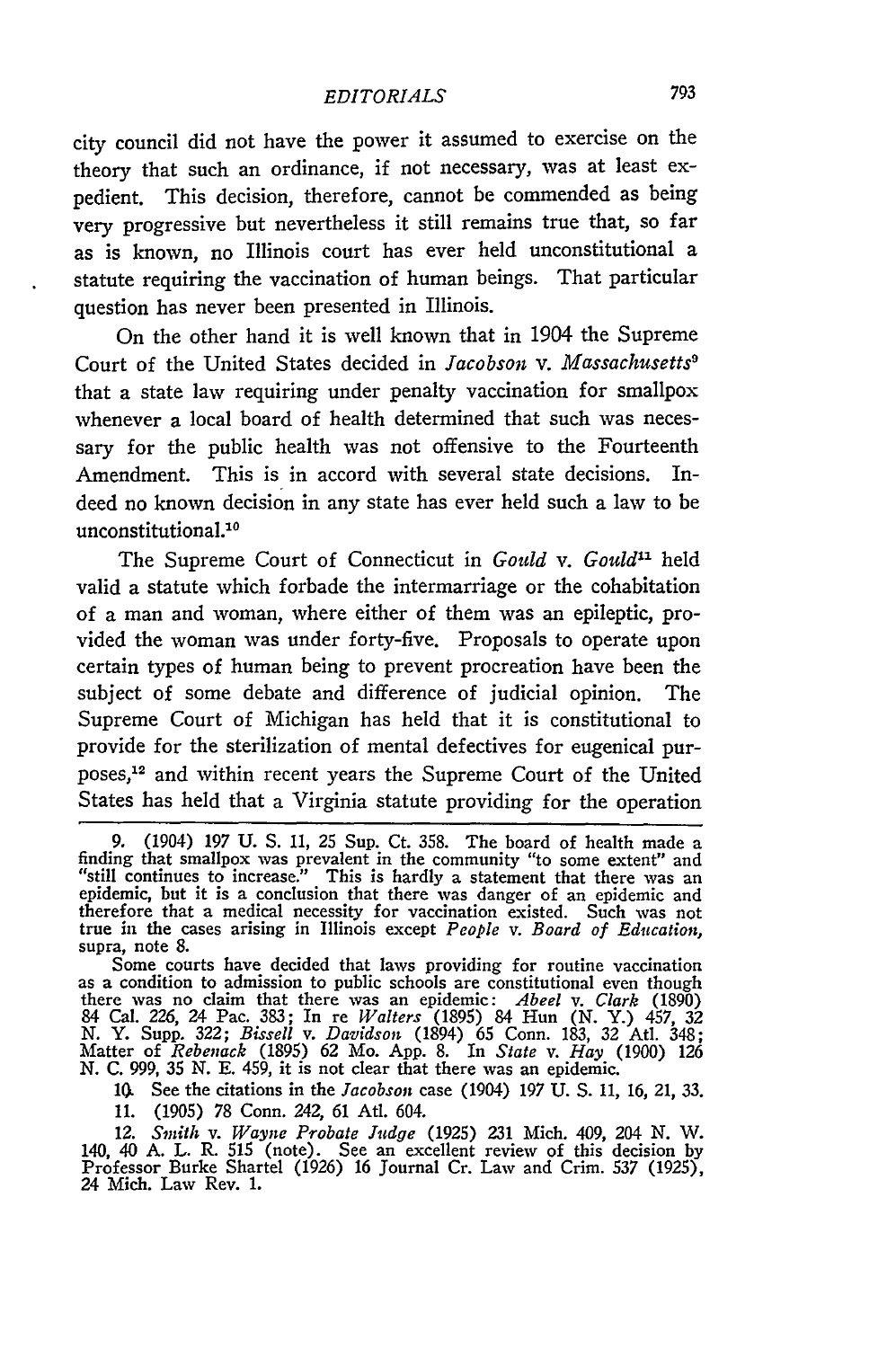city council did not have the power it assumed to exercise on the theory that such an ordinance, if not necessary, was at least expedient. This decision, therefore, cannot be commended as being very progressive but nevertheless it still remains true that, so far as is known, no Illinois court has ever held unconstitutional a statute requiring the vaccination of human beings. That particular question has never been presented in Illinois.

On the other hand it is well known that in 1904 the Supreme Court of the United States decided in *Jacobson* v. *Massachusetts*[9] that a state law requiring under penalty vaccination for smallpox whenever a local board of health determined that such was necessary for the public health was not offensive to the Fourteenth Amendment. This is in accord with several state decisions. Indeed no known decision in any state has ever held such a law to be unconstitutional.[10]

The Supreme Court of Connecticut in *Gould* v. *Gould*[11] held valid a statute which forbade the intermarriage or the cohabitation of a man and woman, where either of them was an epileptic, provided the woman was under forty-five. Proposals to operate upon certain types of human being to prevent procreation have been the subject of some debate and difference of judicial opinion. The Supreme Court of Michigan has held that it is constitutional to provide for the sterilization of mental defectives for eugenical purposes,[12] and within recent years the Supreme Court of the United States has held that a Virginia statute providing for the operation

---

9. (1904) 197 U. S. 11, 25 Sup. Ct. 358. The board of health made a finding that smallpox was prevalent in the community "to some extent" and "still continues to increase." This is hardly a statement that there was an epidemic, but it is a conclusion that there was danger of an epidemic and therefore that a medical necessity for vaccination existed. Such was not true in the cases arising in Illinois except *People* v. *Board of Education*, supra, note 8.

Some courts have decided that laws providing for routine vaccination as a condition to admission to public schools are constitutional even though there was no claim that there was an epidemic: *Abeel* v. *Clark* (1890) 84 Cal. 226, 24 Pac. 383; In re *Walters* (1895) 84 Hun (N. Y.) 457, 32 N. Y. Supp. 322; *Bissell* v. *Davidson* (1894) 65 Conn. 183, 32 Atl. 348; Matter of *Rebenack* (1895) 62 Mo. App. 8. In *State* v. *Hay* (1900) 126 N. C. 999, 35 N. E. 459, it is not clear that there was an epidemic.

10. See the citations in the *Jacobson* case (1904) 197 U. S. 11, 16, 21, 33.

11. (1905) 78 Conn. 242, 61 Atl. 604.

12. *Smith* v. *Wayne Probate Judge* (1925) 231 Mich. 409, 204 N. W. 140, 40 A. L. R. 515 (note). See an excellent review of this decision by Professor Burke Shartel (1926) 16 Journal Cr. Law and Crim. 537 (1925), 24 Mich. Law Rev. 1.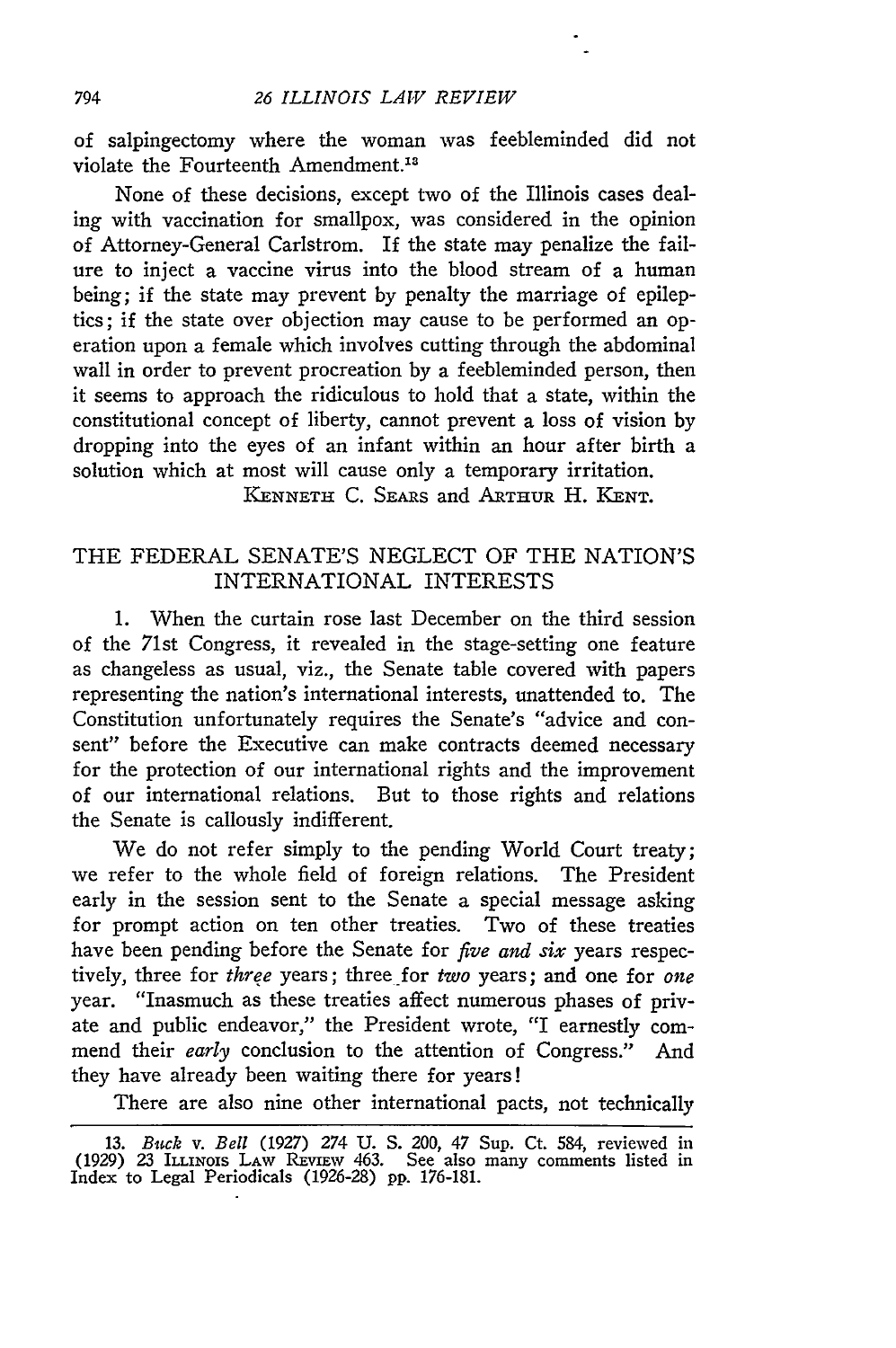of salpingectomy where the woman was feebleminded did not violate the Fourteenth Amendment.[13]

None of these decisions, except two of the Illinois cases dealing with vaccination for smallpox, was considered in the opinion of Attorney-General Carlstrom. If the state may penalize the failure to inject a vaccine virus into the blood stream of a human being; if the state may prevent by penalty the marriage of epileptics; if the state over objection may cause to be performed an operation upon a female which involves cutting through the abdominal wall in order to prevent procreation by a feebleminded person, then it seems to approach the ridiculous to hold that a state, within the constitutional concept of liberty, cannot prevent a loss of vision by dropping into the eyes of an infant within an hour after birth a solution which at most will cause only a temporary irritation.

KENNETH C. SEARS and ARTHUR H. KENT.

## THE FEDERAL SENATE'S NEGLECT OF THE NATION'S INTERNATIONAL INTERESTS

1. When the curtain rose last December on the third session of the 71st Congress, it revealed in the stage-setting one feature as changeless as usual, viz., the Senate table covered with papers representing the nation's international interests, unattended to. The Constitution unfortunately requires the Senate's "advice and consent" before the Executive can make contracts deemed necessary for the protection of our international rights and the improvement of our international relations. But to those rights and relations the Senate is callously indifferent.

We do not refer simply to the pending World Court treaty; we refer to the whole field of foreign relations. The President early in the session sent to the Senate a special message asking for prompt action on ten other treaties. Two of these treaties have been pending before the Senate for *five and six* years respectively, three for *three* years; three for *two* years; and one for *one* year. "Inasmuch as these treaties affect numerous phases of private and public endeavor," the President wrote, "I earnestly commend their *early* conclusion to the attention of Congress." And they have already been waiting there for years!

There are also nine other international pacts, not technically

---

13. *Buck* v. *Bell* (1927) 274 U. S. 200, 47 Sup. Ct. 584, reviewed in (1929) 23 ILLINOIS LAW REVIEW 463. See also many comments listed in Index to Legal Periodicals (1926-28) pp. 176-181.